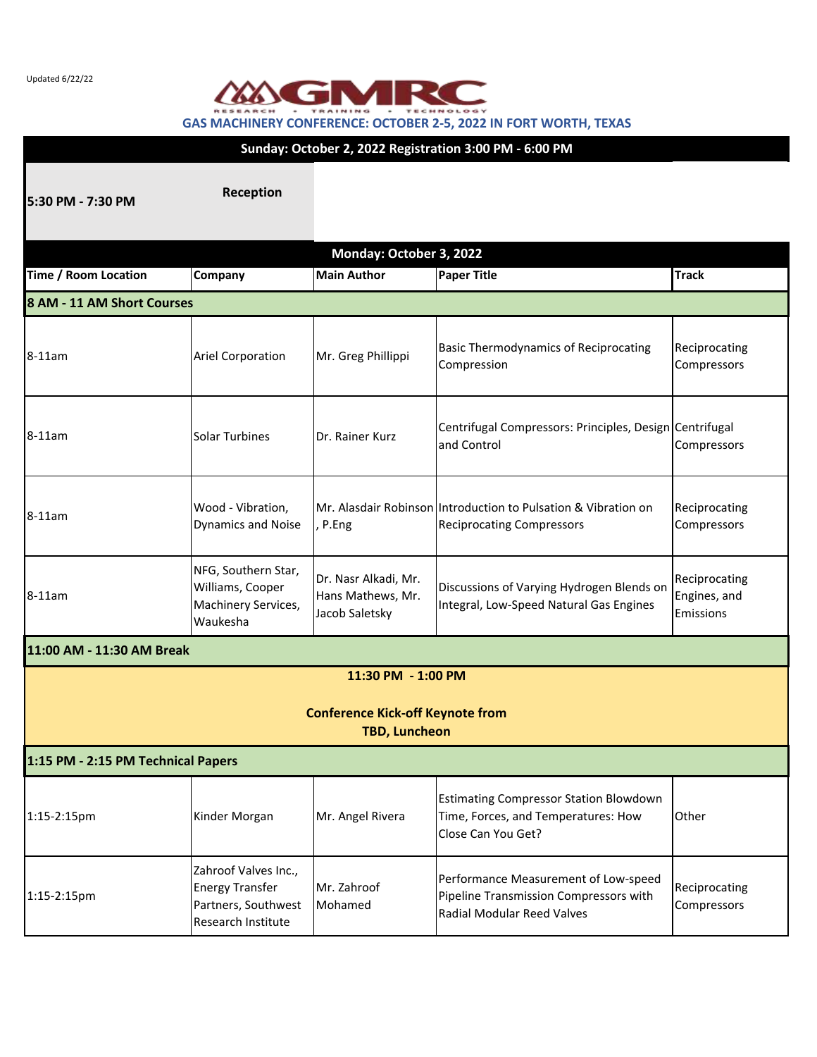Updated 6/22/22

GMRC

RESEARCH • TRAINING • TECHNOLOGY

**GAS MACHINERY CONFERENCE: OCTOBER 2-5, 2022 IN FORT WORTH, TEXAS**

## Sunday: October 2, 2022 Registration 3:00 PM - 6:00 PM

**5:30 PM - 7:30 PM** — **Reception**

## Monday: October 3, 2022

| Time / Room Location | Company | Main Author | Paper Title | Track |
|---|---|---|---|---|
| **8 AM - 11 AM Short Courses** | | | | |
| 8-11am | Ariel Corporation | Mr. Greg Phillippi | Basic Thermodynamics of Reciprocating Compression | Reciprocating Compressors |
| 8-11am | Solar Turbines | Dr. Rainer Kurz | Centrifugal Compressors: Principles, Design and Control | Centrifugal Compressors |
| 8-11am | Wood - Vibration, Dynamics and Noise | Mr. Alasdair Robinson, P.Eng | Introduction to Pulsation & Vibration on Reciprocating Compressors | Reciprocating Compressors |
| 8-11am | NFG, Southern Star, Williams, Cooper Machinery Services, Waukesha | Dr. Nasr Alkadi, Mr. Hans Mathews, Mr. Jacob Saletsky | Discussions of Varying Hydrogen Blends on Integral, Low-Speed Natural Gas Engines | Reciprocating Engines, and Emissions |
| **11:00 AM - 11:30 AM Break** | | | | |
| **11:30 PM - 1:00 PM Conference Kick-off Keynote from TBD, Luncheon** | | | | |
| **1:15 PM - 2:15 PM Technical Papers** | | | | |
| 1:15-2:15pm | Kinder Morgan | Mr. Angel Rivera | Estimating Compressor Station Blowdown Time, Forces, and Temperatures: How Close Can You Get? | Other |
| 1:15-2:15pm | Zahroof Valves Inc., Energy Transfer Partners, Southwest Research Institute | Mr. Zahroof Mohamed | Performance Measurement of Low-speed Pipeline Transmission Compressors with Radial Modular Reed Valves | Reciprocating Compressors |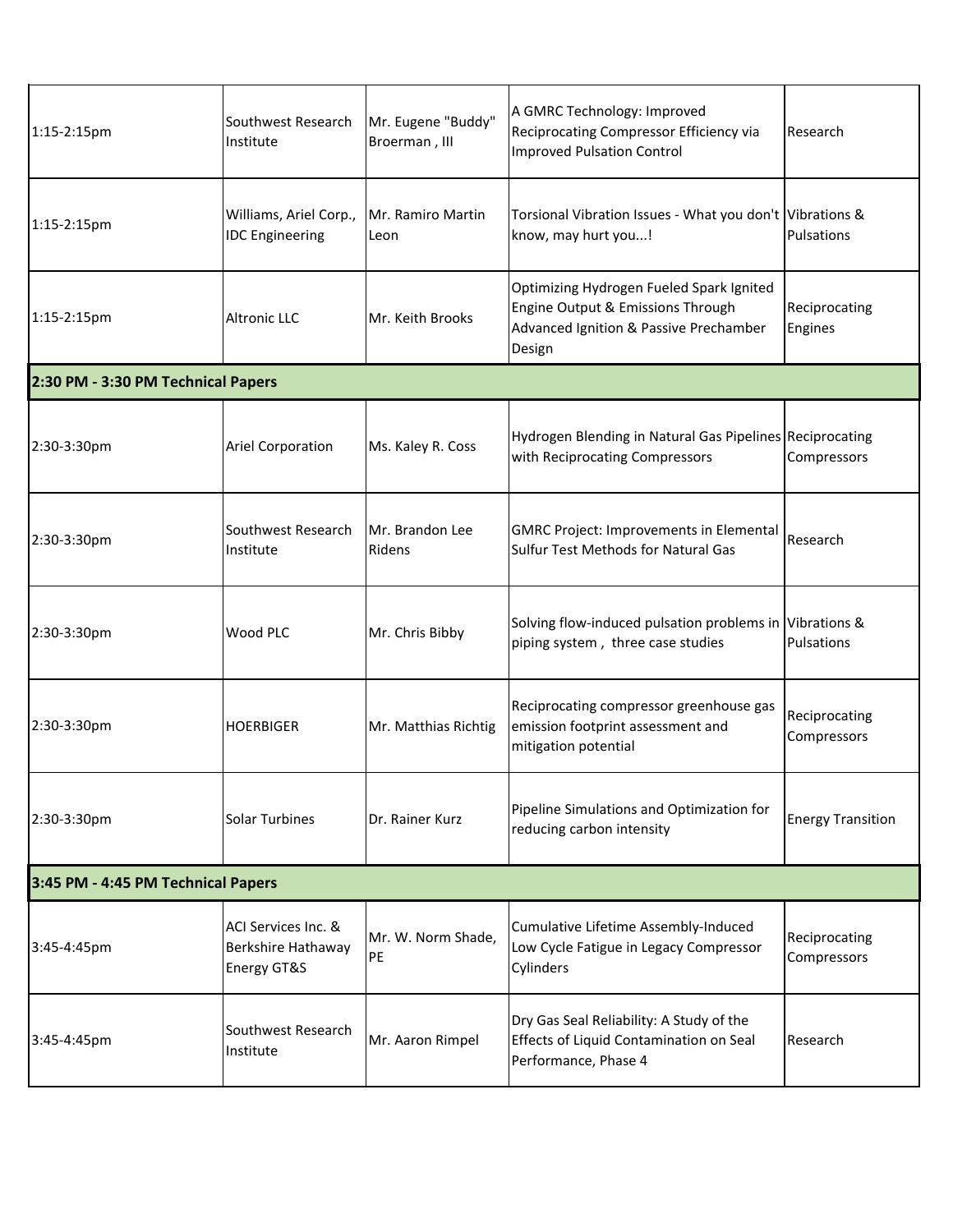| | | | | |
|---|---|---|---|---|
| 1:15-2:15pm | Southwest Research Institute | Mr. Eugene "Buddy" Broerman , III | A GMRC Technology: Improved Reciprocating Compressor Efficiency via Improved Pulsation Control | Research |
| 1:15-2:15pm | Williams, Ariel Corp., IDC Engineering | Mr. Ramiro Martin Leon | Torsional Vibration Issues - What you don't know, may hurt you...! | Vibrations & Pulsations |
| 1:15-2:15pm | Altronic LLC | Mr. Keith Brooks | Optimizing Hydrogen Fueled Spark Ignited Engine Output & Emissions Through Advanced Ignition & Passive Prechamber Design | Reciprocating Engines |
| **2:30 PM - 3:30 PM Technical Papers** | | | | |
| 2:30-3:30pm | Ariel Corporation | Ms. Kaley R. Coss | Hydrogen Blending in Natural Gas Pipelines with Reciprocating Compressors | Reciprocating Compressors |
| 2:30-3:30pm | Southwest Research Institute | Mr. Brandon Lee Ridens | GMRC Project: Improvements in Elemental Sulfur Test Methods for Natural Gas | Research |
| 2:30-3:30pm | Wood PLC | Mr. Chris Bibby | Solving flow-induced pulsation problems in piping system , three case studies | Vibrations & Pulsations |
| 2:30-3:30pm | HOERBIGER | Mr. Matthias Richtig | Reciprocating compressor greenhouse gas emission footprint assessment and mitigation potential | Reciprocating Compressors |
| 2:30-3:30pm | Solar Turbines | Dr. Rainer Kurz | Pipeline Simulations and Optimization for reducing carbon intensity | Energy Transition |
| **3:45 PM - 4:45 PM Technical Papers** | | | | |
| 3:45-4:45pm | ACI Services Inc. & Berkshire Hathaway Energy GT&S | Mr. W. Norm Shade, PE | Cumulative Lifetime Assembly-Induced Low Cycle Fatigue in Legacy Compressor Cylinders | Reciprocating Compressors |
| 3:45-4:45pm | Southwest Research Institute | Mr. Aaron Rimpel | Dry Gas Seal Reliability: A Study of the Effects of Liquid Contamination on Seal Performance, Phase 4 | Research |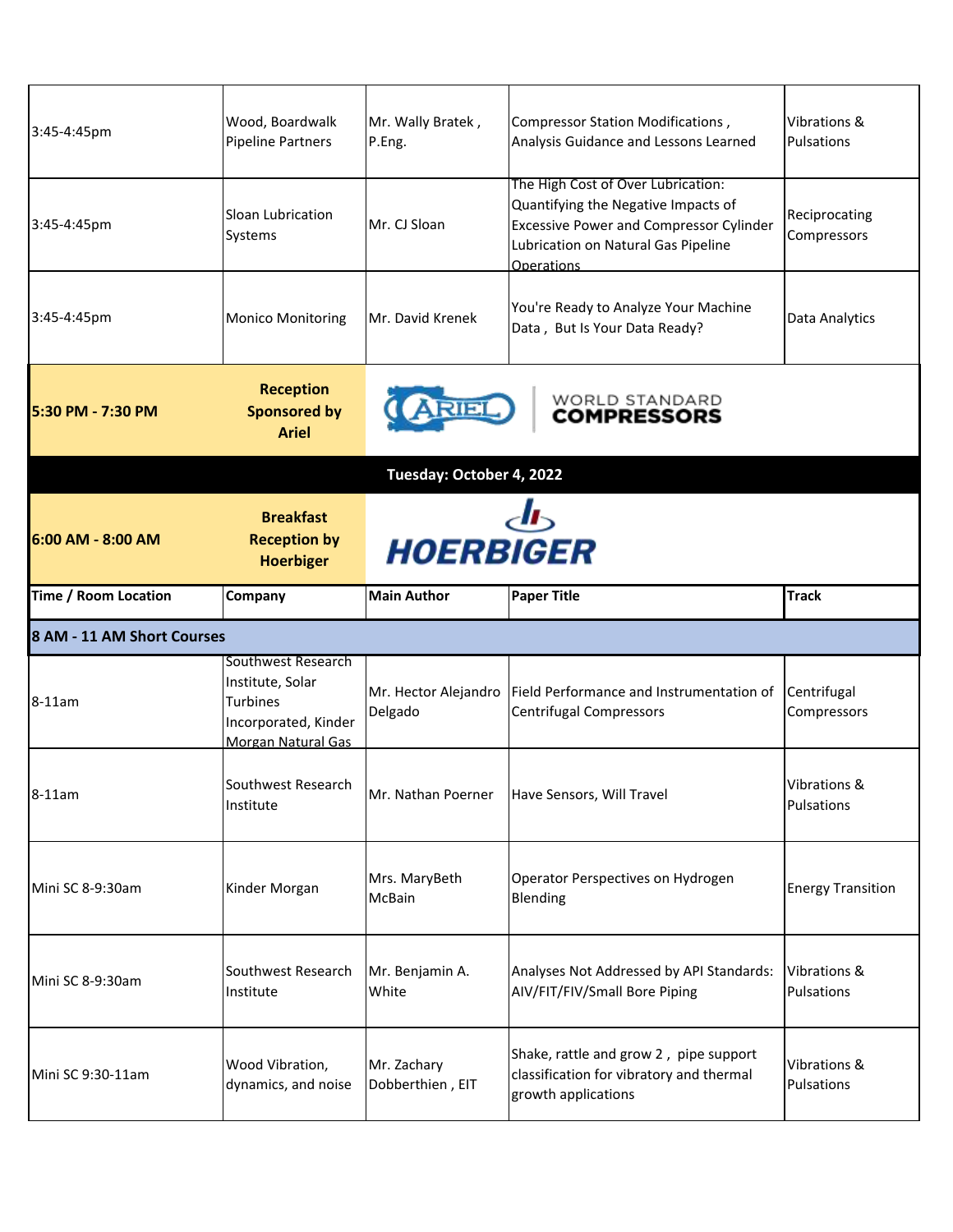| | | | | |
|---|---|---|---|---|
| 3:45-4:45pm | Wood, Boardwalk Pipeline Partners | Mr. Wally Bratek , P.Eng. | Compressor Station Modifications , Analysis Guidance and Lessons Learned | Vibrations & Pulsations |
| 3:45-4:45pm | Sloan Lubrication Systems | Mr. CJ Sloan | The High Cost of Over Lubrication: Quantifying the Negative Impacts of Excessive Power and Compressor Cylinder Lubrication on Natural Gas Pipeline Operations | Reciprocating Compressors |
| 3:45-4:45pm | Monico Monitoring | Mr. David Krenek | You're Ready to Analyze Your Machine Data , But Is Your Data Ready? | Data Analytics |
| **5:30 PM - 7:30 PM** | **Reception Sponsored by Ariel** | ARIEL WORLD STANDARD COMPRESSORS | | |

**Tuesday: October 4, 2022**

| | | | | |
|---|---|---|---|---|
| **6:00 AM - 8:00 AM** | **Breakfast Reception by Hoerbiger** | HOERBIGER | | |

| Time / Room Location | Company | Main Author | Paper Title | Track |
|---|---|---|---|---|
| **8 AM - 11 AM Short Courses** | | | | |
| 8-11am | Southwest Research Institute, Solar Turbines Incorporated, Kinder Morgan Natural Gas | Mr. Hector Alejandro Delgado | Field Performance and Instrumentation of Centrifugal Compressors | Centrifugal Compressors |
| 8-11am | Southwest Research Institute | Mr. Nathan Poerner | Have Sensors, Will Travel | Vibrations & Pulsations |
| Mini SC 8-9:30am | Kinder Morgan | Mrs. MaryBeth McBain | Operator Perspectives on Hydrogen Blending | Energy Transition |
| Mini SC 8-9:30am | Southwest Research Institute | Mr. Benjamin A. White | Analyses Not Addressed by API Standards: AIV/FIT/FIV/Small Bore Piping | Vibrations & Pulsations |
| Mini SC 9:30-11am | Wood Vibration, dynamics, and noise | Mr. Zachary Dobberthien , EIT | Shake, rattle and grow 2 , pipe support classification for vibratory and thermal growth applications | Vibrations & Pulsations |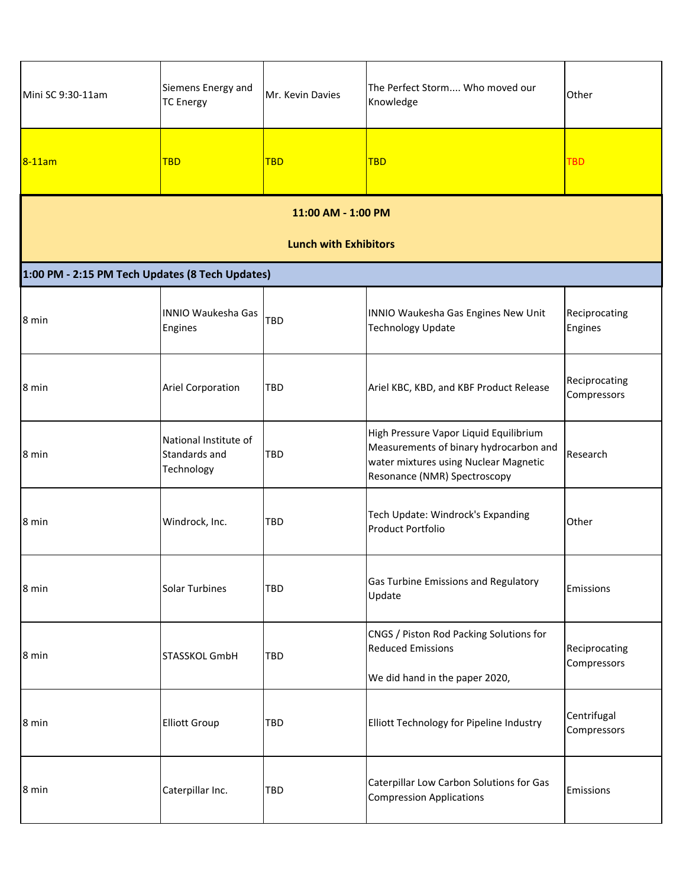| | | | | |
|---|---|---|---|---|
| Mini SC 9:30-11am | Siemens Energy and TC Energy | Mr. Kevin Davies | The Perfect Storm.... Who moved our Knowledge | Other |
| 8-11am | TBD | TBD | TBD | TBD |
| **11:00 AM - 1:00 PM**<br><br>**Lunch with Exhibitors** | | | | |
| **1:00 PM - 2:15 PM Tech Updates (8 Tech Updates)** | | | | |
| 8 min | INNIO Waukesha Gas Engines | TBD | INNIO Waukesha Gas Engines New Unit Technology Update | Reciprocating Engines |
| 8 min | Ariel Corporation | TBD | Ariel KBC, KBD, and KBF Product Release | Reciprocating Compressors |
| 8 min | National Institute of Standards and Technology | TBD | High Pressure Vapor Liquid Equilibrium Measurements of binary hydrocarbon and water mixtures using Nuclear Magnetic Resonance (NMR) Spectroscopy | Research |
| 8 min | Windrock, Inc. | TBD | Tech Update: Windrock's Expanding Product Portfolio | Other |
| 8 min | Solar Turbines | TBD | Gas Turbine Emissions and Regulatory Update | Emissions |
| 8 min | STASSKOL GmbH | TBD | CNGS / Piston Rod Packing Solutions for Reduced Emissions<br><br>We did hand in the paper 2020, | Reciprocating Compressors |
| 8 min | Elliott Group | TBD | Elliott Technology for Pipeline Industry | Centrifugal Compressors |
| 8 min | Caterpillar Inc. | TBD | Caterpillar Low Carbon Solutions for Gas Compression Applications | Emissions |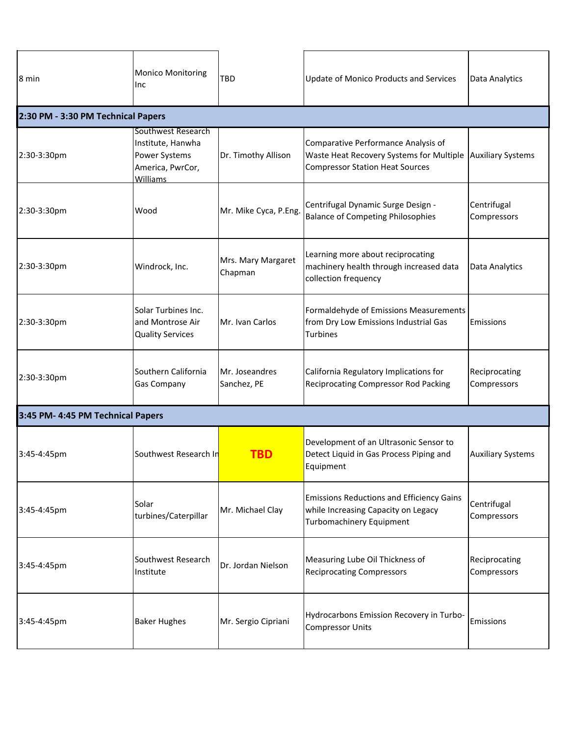| | | | | |
|---|---|---|---|---|
| 8 min | Monico Monitoring Inc | TBD | Update of Monico Products and Services | Data Analytics |
| **2:30 PM - 3:30 PM Technical Papers** | | | | |
| 2:30-3:30pm | Southwest Research Institute, Hanwha Power Systems America, PwrCor, Williams | Dr. Timothy Allison | Comparative Performance Analysis of Waste Heat Recovery Systems for Multiple Compressor Station Heat Sources | Auxiliary Systems |
| 2:30-3:30pm | Wood | Mr. Mike Cyca, P.Eng. | Centrifugal Dynamic Surge Design - Balance of Competing Philosophies | Centrifugal Compressors |
| 2:30-3:30pm | Windrock, Inc. | Mrs. Mary Margaret Chapman | Learning more about reciprocating machinery health through increased data collection frequency | Data Analytics |
| 2:30-3:30pm | Solar Turbines Inc. and Montrose Air Quality Services | Mr. Ivan Carlos | Formaldehyde of Emissions Measurements from Dry Low Emissions Industrial Gas Turbines | Emissions |
| 2:30-3:30pm | Southern California Gas Company | Mr. Joseandres Sanchez, PE | California Regulatory Implications for Reciprocating Compressor Rod Packing | Reciprocating Compressors |
| **3:45 PM- 4:45 PM Technical Papers** | | | | |
| 3:45-4:45pm | Southwest Research In | **TBD** | Development of an Ultrasonic Sensor to Detect Liquid in Gas Process Piping and Equipment | Auxiliary Systems |
| 3:45-4:45pm | Solar turbines/Caterpillar | Mr. Michael Clay | Emissions Reductions and Efficiency Gains while Increasing Capacity on Legacy Turbomachinery Equipment | Centrifugal Compressors |
| 3:45-4:45pm | Southwest Research Institute | Dr. Jordan Nielson | Measuring Lube Oil Thickness of Reciprocating Compressors | Reciprocating Compressors |
| 3:45-4:45pm | Baker Hughes | Mr. Sergio Cipriani | Hydrocarbons Emission Recovery in Turbo-Compressor Units | Emissions |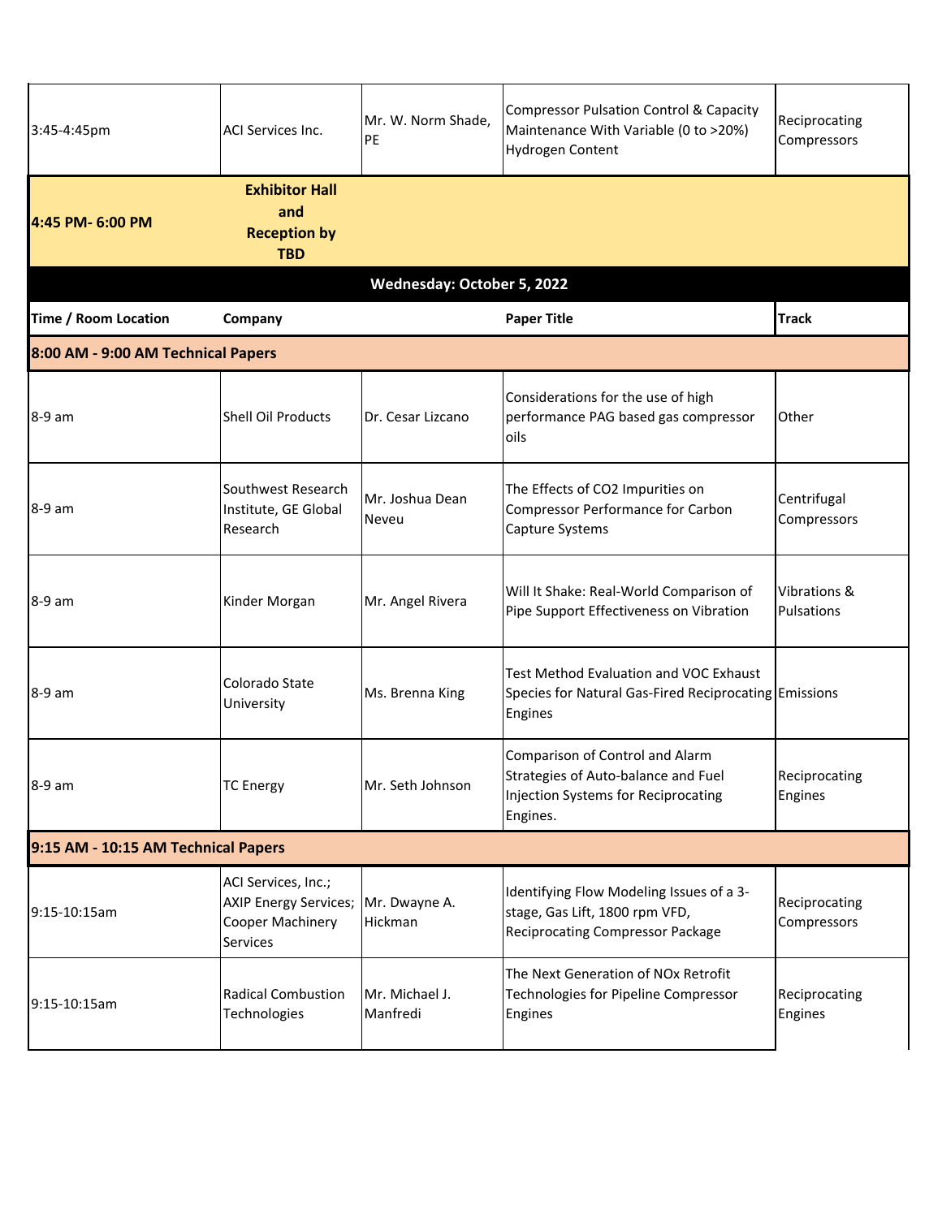| | | | | |
|---|---|---|---|---|
| 3:45-4:45pm | ACI Services Inc. | Mr. W. Norm Shade, PE | Compressor Pulsation Control & Capacity Maintenance With Variable (0 to >20%) Hydrogen Content | Reciprocating Compressors |
| **4:45 PM- 6:00 PM** | **Exhibitor Hall and Reception by TBD** | | | |
| **Wednesday: October 5, 2022** | | | | |
| **Time / Room Location** | **Company** | | **Paper Title** | **Track** |
| **8:00 AM - 9:00 AM Technical Papers** | | | | |
| 8-9 am | Shell Oil Products | Dr. Cesar Lizcano | Considerations for the use of high performance PAG based gas compressor oils | Other |
| 8-9 am | Southwest Research Institute, GE Global Research | Mr. Joshua Dean Neveu | The Effects of CO2 Impurities on Compressor Performance for Carbon Capture Systems | Centrifugal Compressors |
| 8-9 am | Kinder Morgan | Mr. Angel Rivera | Will It Shake: Real-World Comparison of Pipe Support Effectiveness on Vibration | Vibrations & Pulsations |
| 8-9 am | Colorado State University | Ms. Brenna King | Test Method Evaluation and VOC Exhaust Species for Natural Gas-Fired Reciprocating Engines | Emissions |
| 8-9 am | TC Energy | Mr. Seth Johnson | Comparison of Control and Alarm Strategies of Auto-balance and Fuel Injection Systems for Reciprocating Engines. | Reciprocating Engines |
| **9:15 AM - 10:15 AM Technical Papers** | | | | |
| 9:15-10:15am | ACI Services, Inc.; AXIP Energy Services; Cooper Machinery Services | Mr. Dwayne A. Hickman | Identifying Flow Modeling Issues of a 3-stage, Gas Lift, 1800 rpm VFD, Reciprocating Compressor Package | Reciprocating Compressors |
| 9:15-10:15am | Radical Combustion Technologies | Mr. Michael J. Manfredi | The Next Generation of NOx Retrofit Technologies for Pipeline Compressor Engines | Reciprocating Engines |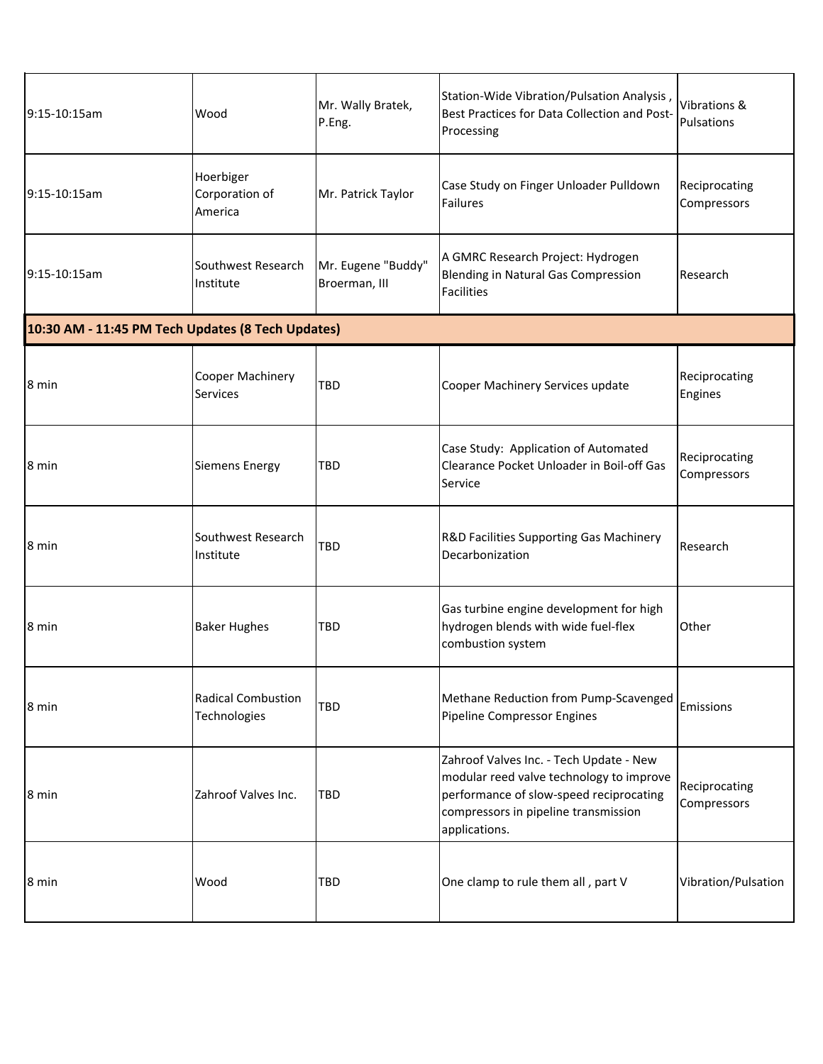| | | | | |
|---|---|---|---|---|
| 9:15-10:15am | Wood | Mr. Wally Bratek, P.Eng. | Station-Wide Vibration/Pulsation Analysis , Best Practices for Data Collection and Post-Processing | Vibrations & Pulsations |
| 9:15-10:15am | Hoerbiger Corporation of America | Mr. Patrick Taylor | Case Study on Finger Unloader Pulldown Failures | Reciprocating Compressors |
| 9:15-10:15am | Southwest Research Institute | Mr. Eugene "Buddy" Broerman, III | A GMRC Research Project: Hydrogen Blending in Natural Gas Compression Facilities | Research |
| **10:30 AM - 11:45 PM Tech Updates (8 Tech Updates)** | | | | |
| 8 min | Cooper Machinery Services | TBD | Cooper Machinery Services update | Reciprocating Engines |
| 8 min | Siemens Energy | TBD | Case Study: Application of Automated Clearance Pocket Unloader in Boil-off Gas Service | Reciprocating Compressors |
| 8 min | Southwest Research Institute | TBD | R&D Facilities Supporting Gas Machinery Decarbonization | Research |
| 8 min | Baker Hughes | TBD | Gas turbine engine development for high hydrogen blends with wide fuel-flex combustion system | Other |
| 8 min | Radical Combustion Technologies | TBD | Methane Reduction from Pump-Scavenged Pipeline Compressor Engines | Emissions |
| 8 min | Zahroof Valves Inc. | TBD | Zahroof Valves Inc. - Tech Update - New modular reed valve technology to improve performance of slow-speed reciprocating compressors in pipeline transmission applications. | Reciprocating Compressors |
| 8 min | Wood | TBD | One clamp to rule them all , part V | Vibration/Pulsation |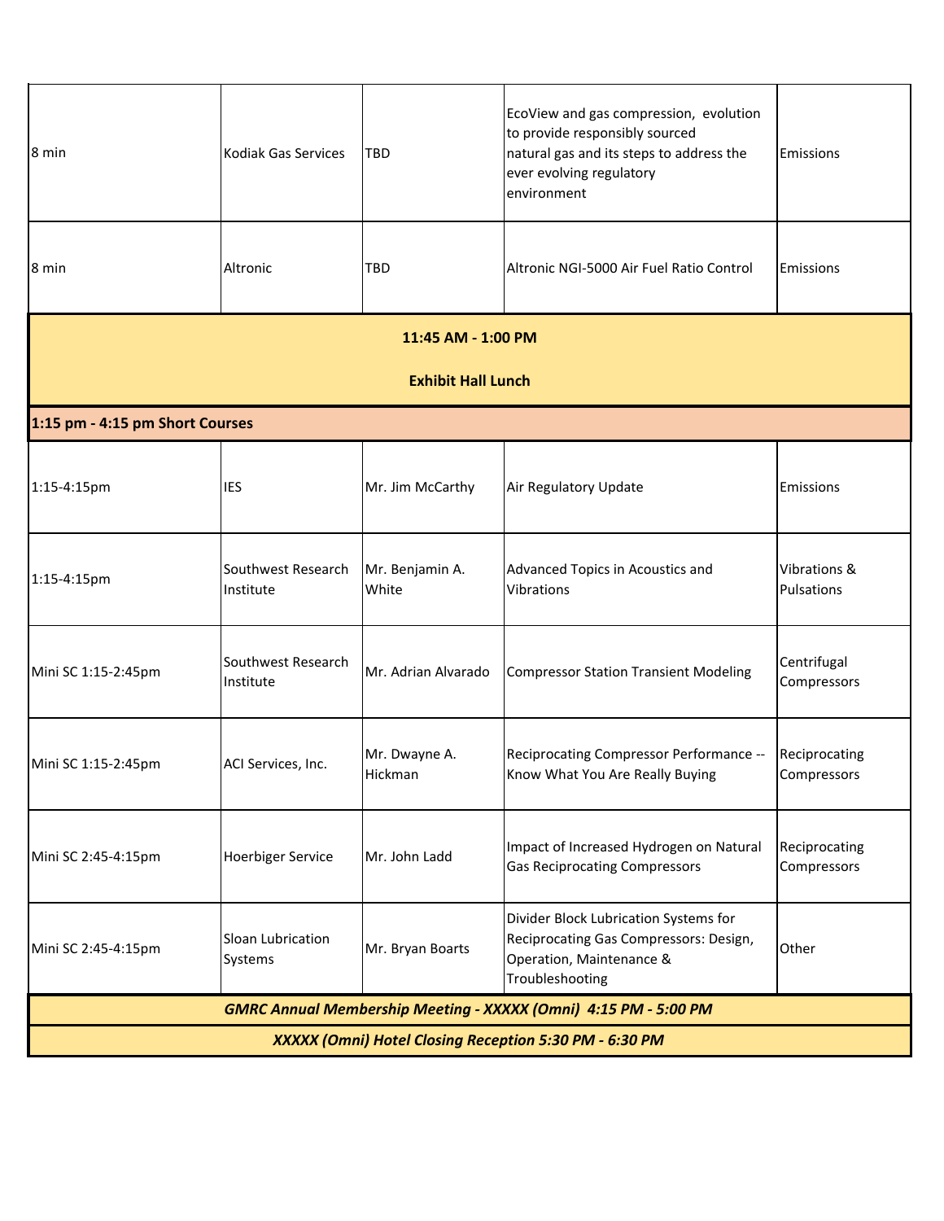| | | | | |
|---|---|---|---|---|
| 8 min | Kodiak Gas Services | TBD | EcoView and gas compression, evolution to provide responsibly sourced natural gas and its steps to address the ever evolving regulatory environment | Emissions |
| 8 min | Altronic | TBD | Altronic NGI-5000 Air Fuel Ratio Control | Emissions |
| **11:45 AM - 1:00 PM**<br>**Exhibit Hall Lunch** | | | | |
| **1:15 pm - 4:15 pm Short Courses** | | | | |
| 1:15-4:15pm | IES | Mr. Jim McCarthy | Air Regulatory Update | Emissions |
| 1:15-4:15pm | Southwest Research Institute | Mr. Benjamin A. White | Advanced Topics in Acoustics and Vibrations | Vibrations & Pulsations |
| Mini SC 1:15-2:45pm | Southwest Research Institute | Mr. Adrian Alvarado | Compressor Station Transient Modeling | Centrifugal Compressors |
| Mini SC 1:15-2:45pm | ACI Services, Inc. | Mr. Dwayne A. Hickman | Reciprocating Compressor Performance -- Know What You Are Really Buying | Reciprocating Compressors |
| Mini SC 2:45-4:15pm | Hoerbiger Service | Mr. John Ladd | Impact of Increased Hydrogen on Natural Gas Reciprocating Compressors | Reciprocating Compressors |
| Mini SC 2:45-4:15pm | Sloan Lubrication Systems | Mr. Bryan Boarts | Divider Block Lubrication Systems for Reciprocating Gas Compressors: Design, Operation, Maintenance & Troubleshooting | Other |
| ***GMRC Annual Membership Meeting - XXXXX (Omni) 4:15 PM - 5:00 PM*** | | | | |
| ***XXXXX (Omni) Hotel Closing Reception 5:30 PM - 6:30 PM*** | | | | |